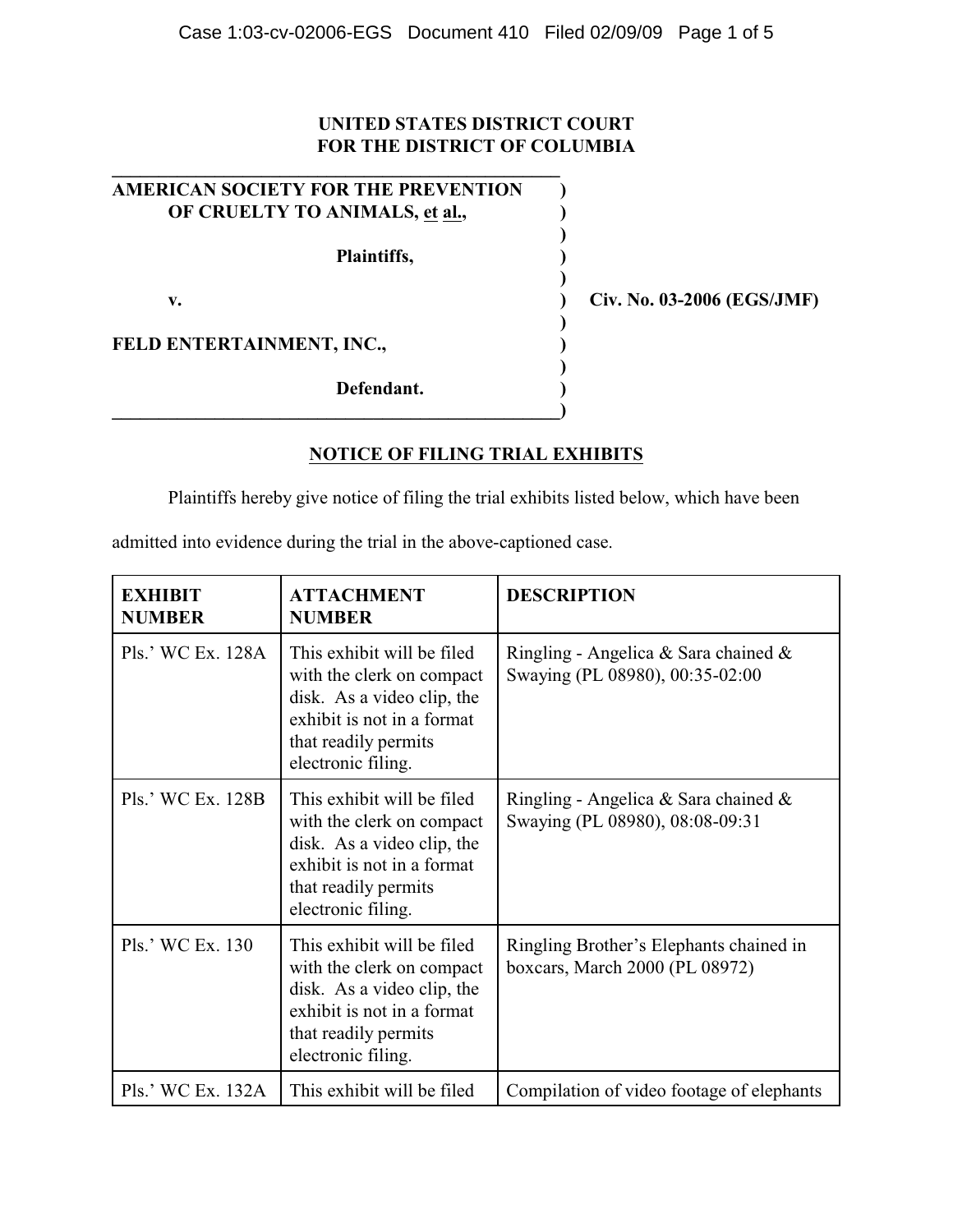**UNITED STATES DISTRICT COURT**
**FOR THE DISTRICT OF COLUMBIA**

**AMERICAN SOCIETY FOR THE PREVENTION OF CRUELTY TO ANIMALS, et al.,**

**Plaintiffs,**

**v.**

**FELD ENTERTAINMENT, INC.,**

**Defendant.**

**Civ. No. 03-2006 (EGS/JMF)**

## NOTICE OF FILING TRIAL EXHIBITS

Plaintiffs hereby give notice of filing the trial exhibits listed below, which have been admitted into evidence during the trial in the above-captioned case.

| EXHIBIT NUMBER | ATTACHMENT NUMBER | DESCRIPTION |
|---|---|---|
| Pls.' WC Ex. 128A | This exhibit will be filed with the clerk on compact disk. As a video clip, the exhibit is not in a format that readily permits electronic filing. | Ringling - Angelica & Sara chained & Swaying (PL 08980), 00:35-02:00 |
| Pls.' WC Ex. 128B | This exhibit will be filed with the clerk on compact disk. As a video clip, the exhibit is not in a format that readily permits electronic filing. | Ringling - Angelica & Sara chained & Swaying (PL 08980), 08:08-09:31 |
| Pls.' WC Ex. 130 | This exhibit will be filed with the clerk on compact disk. As a video clip, the exhibit is not in a format that readily permits electronic filing. | Ringling Brother's Elephants chained in boxcars, March 2000 (PL 08972) |
| Pls.' WC Ex. 132A | This exhibit will be filed | Compilation of video footage of elephants |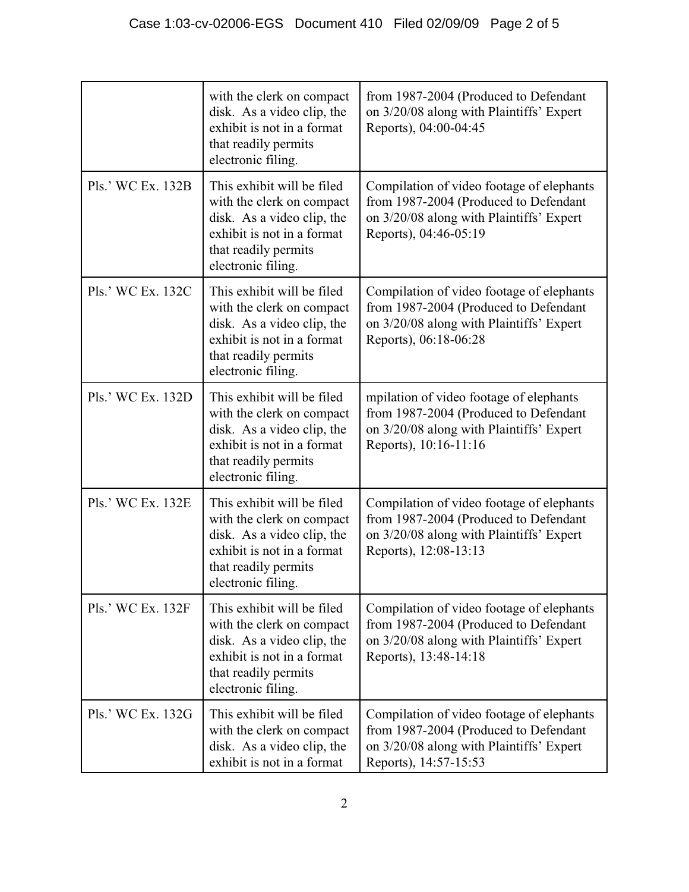| | | |
|---|---|---|
| | with the clerk on compact disk. As a video clip, the exhibit is not in a format that readily permits electronic filing. | from 1987-2004 (Produced to Defendant on 3/20/08 along with Plaintiffs' Expert Reports), 04:00-04:45 |
| Pls.' WC Ex. 132B | This exhibit will be filed with the clerk on compact disk. As a video clip, the exhibit is not in a format that readily permits electronic filing. | Compilation of video footage of elephants from 1987-2004 (Produced to Defendant on 3/20/08 along with Plaintiffs' Expert Reports), 04:46-05:19 |
| Pls.' WC Ex. 132C | This exhibit will be filed with the clerk on compact disk. As a video clip, the exhibit is not in a format that readily permits electronic filing. | Compilation of video footage of elephants from 1987-2004 (Produced to Defendant on 3/20/08 along with Plaintiffs' Expert Reports), 06:18-06:28 |
| Pls.' WC Ex. 132D | This exhibit will be filed with the clerk on compact disk. As a video clip, the exhibit is not in a format that readily permits electronic filing. | mpilation of video footage of elephants from 1987-2004 (Produced to Defendant on 3/20/08 along with Plaintiffs' Expert Reports), 10:16-11:16 |
| Pls.' WC Ex. 132E | This exhibit will be filed with the clerk on compact disk. As a video clip, the exhibit is not in a format that readily permits electronic filing. | Compilation of video footage of elephants from 1987-2004 (Produced to Defendant on 3/20/08 along with Plaintiffs' Expert Reports), 12:08-13:13 |
| Pls.' WC Ex. 132F | This exhibit will be filed with the clerk on compact disk. As a video clip, the exhibit is not in a format that readily permits electronic filing. | Compilation of video footage of elephants from 1987-2004 (Produced to Defendant on 3/20/08 along with Plaintiffs' Expert Reports), 13:48-14:18 |
| Pls.' WC Ex. 132G | This exhibit will be filed with the clerk on compact disk. As a video clip, the exhibit is not in a format | Compilation of video footage of elephants from 1987-2004 (Produced to Defendant on 3/20/08 along with Plaintiffs' Expert Reports), 14:57-15:53 |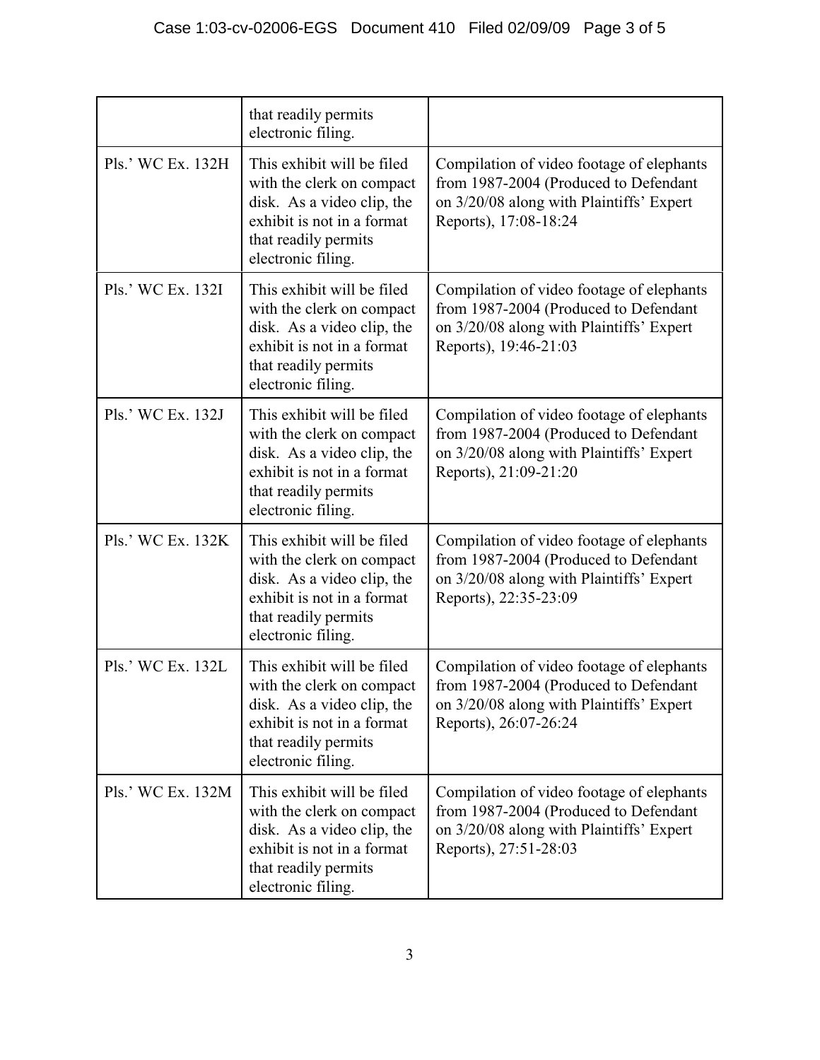| | | |
|---|---|---|
| | that readily permits electronic filing. | |
| Pls.' WC Ex. 132H | This exhibit will be filed with the clerk on compact disk. As a video clip, the exhibit is not in a format that readily permits electronic filing. | Compilation of video footage of elephants from 1987-2004 (Produced to Defendant on 3/20/08 along with Plaintiffs' Expert Reports), 17:08-18:24 |
| Pls.' WC Ex. 132I | This exhibit will be filed with the clerk on compact disk. As a video clip, the exhibit is not in a format that readily permits electronic filing. | Compilation of video footage of elephants from 1987-2004 (Produced to Defendant on 3/20/08 along with Plaintiffs' Expert Reports), 19:46-21:03 |
| Pls.' WC Ex. 132J | This exhibit will be filed with the clerk on compact disk. As a video clip, the exhibit is not in a format that readily permits electronic filing. | Compilation of video footage of elephants from 1987-2004 (Produced to Defendant on 3/20/08 along with Plaintiffs' Expert Reports), 21:09-21:20 |
| Pls.' WC Ex. 132K | This exhibit will be filed with the clerk on compact disk. As a video clip, the exhibit is not in a format that readily permits electronic filing. | Compilation of video footage of elephants from 1987-2004 (Produced to Defendant on 3/20/08 along with Plaintiffs' Expert Reports), 22:35-23:09 |
| Pls.' WC Ex. 132L | This exhibit will be filed with the clerk on compact disk. As a video clip, the exhibit is not in a format that readily permits electronic filing. | Compilation of video footage of elephants from 1987-2004 (Produced to Defendant on 3/20/08 along with Plaintiffs' Expert Reports), 26:07-26:24 |
| Pls.' WC Ex. 132M | This exhibit will be filed with the clerk on compact disk. As a video clip, the exhibit is not in a format that readily permits electronic filing. | Compilation of video footage of elephants from 1987-2004 (Produced to Defendant on 3/20/08 along with Plaintiffs' Expert Reports), 27:51-28:03 |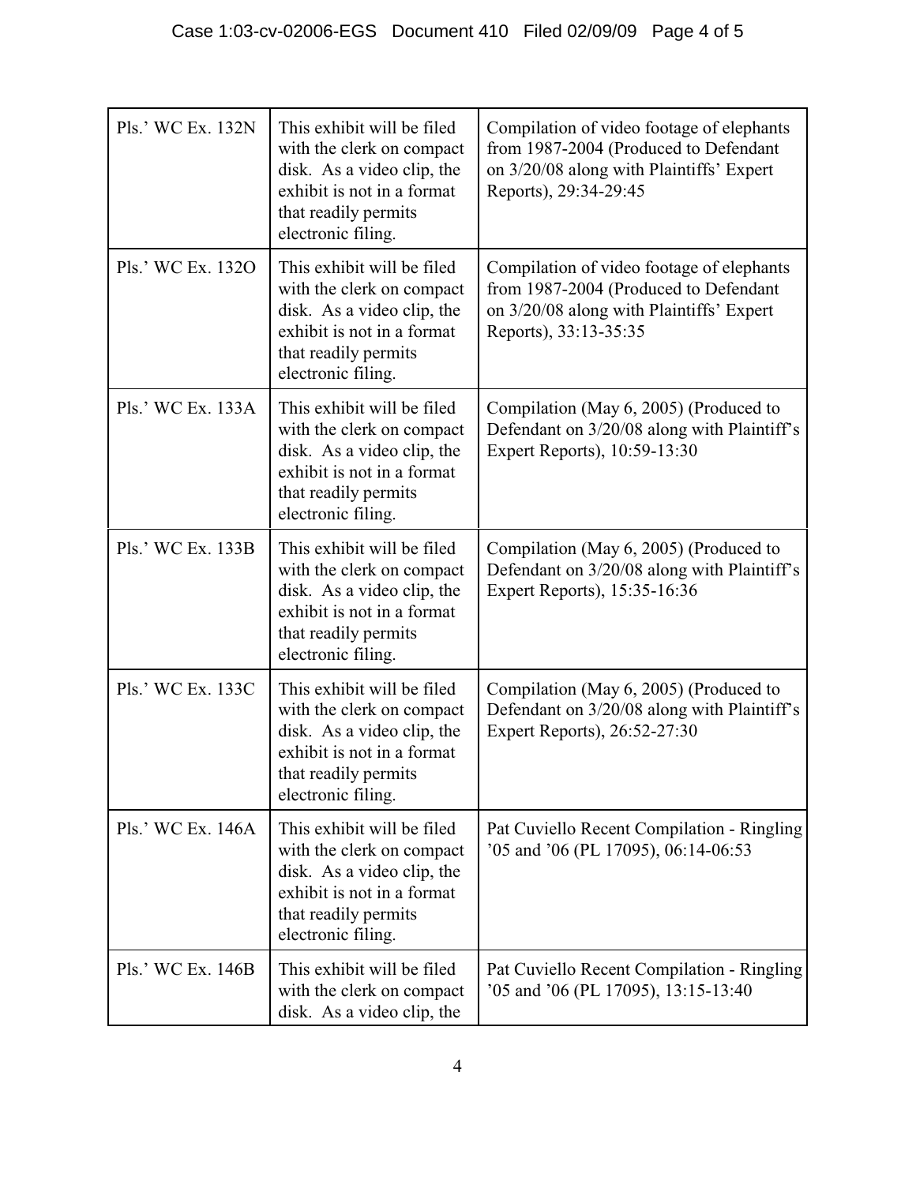| Pls.' WC Ex. 132N | This exhibit will be filed with the clerk on compact disk. As a video clip, the exhibit is not in a format that readily permits electronic filing. | Compilation of video footage of elephants from 1987-2004 (Produced to Defendant on 3/20/08 along with Plaintiffs' Expert Reports), 29:34-29:45 |
|---|---|---|
| Pls.' WC Ex. 132O | This exhibit will be filed with the clerk on compact disk. As a video clip, the exhibit is not in a format that readily permits electronic filing. | Compilation of video footage of elephants from 1987-2004 (Produced to Defendant on 3/20/08 along with Plaintiffs' Expert Reports), 33:13-35:35 |
| Pls.' WC Ex. 133A | This exhibit will be filed with the clerk on compact disk. As a video clip, the exhibit is not in a format that readily permits electronic filing. | Compilation (May 6, 2005) (Produced to Defendant on 3/20/08 along with Plaintiff's Expert Reports), 10:59-13:30 |
| Pls.' WC Ex. 133B | This exhibit will be filed with the clerk on compact disk. As a video clip, the exhibit is not in a format that readily permits electronic filing. | Compilation (May 6, 2005) (Produced to Defendant on 3/20/08 along with Plaintiff's Expert Reports), 15:35-16:36 |
| Pls.' WC Ex. 133C | This exhibit will be filed with the clerk on compact disk. As a video clip, the exhibit is not in a format that readily permits electronic filing. | Compilation (May 6, 2005) (Produced to Defendant on 3/20/08 along with Plaintiff's Expert Reports), 26:52-27:30 |
| Pls.' WC Ex. 146A | This exhibit will be filed with the clerk on compact disk. As a video clip, the exhibit is not in a format that readily permits electronic filing. | Pat Cuviello Recent Compilation - Ringling '05 and '06 (PL 17095), 06:14-06:53 |
| Pls.' WC Ex. 146B | This exhibit will be filed with the clerk on compact disk. As a video clip, the | Pat Cuviello Recent Compilation - Ringling '05 and '06 (PL 17095), 13:15-13:40 |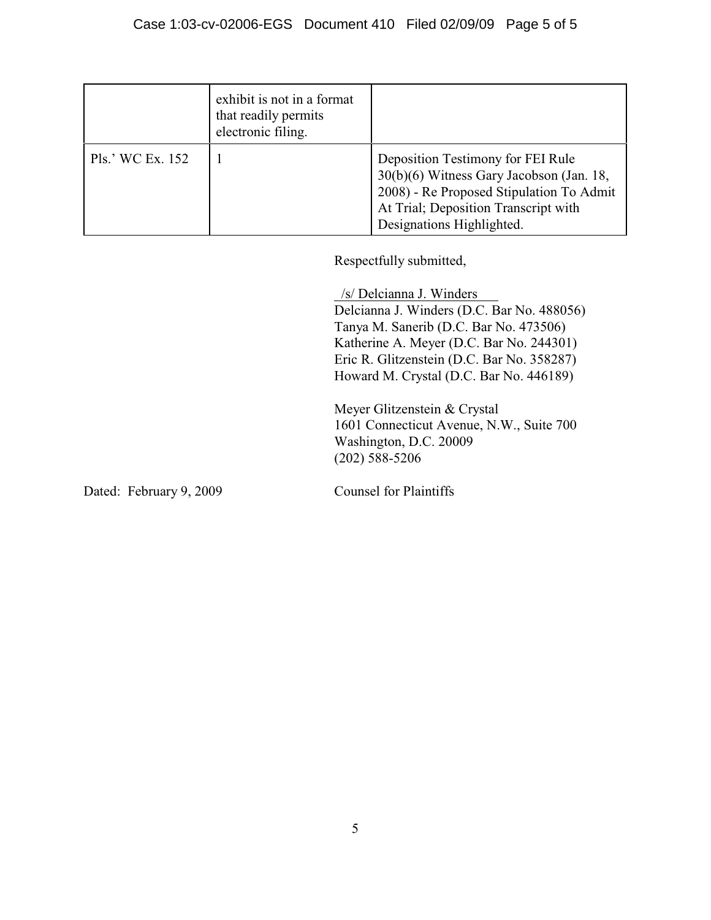| | | |
|---|---|---|
| | exhibit is not in a format that readily permits electronic filing. | |
| Pls.' WC Ex. 152 | 1 | Deposition Testimony for FEI Rule 30(b)(6) Witness Gary Jacobson (Jan. 18, 2008) - Re Proposed Stipulation To Admit At Trial; Deposition Transcript with Designations Highlighted. |

Respectfully submitted,

/s/ Delcianna J. Winders
Delcianna J. Winders (D.C. Bar No. 488056)
Tanya M. Sanerib (D.C. Bar No. 473506)
Katherine A. Meyer (D.C. Bar No. 244301)
Eric R. Glitzenstein (D.C. Bar No. 358287)
Howard M. Crystal (D.C. Bar No. 446189)

Meyer Glitzenstein & Crystal
1601 Connecticut Avenue, N.W., Suite 700
Washington, D.C. 20009
(202) 588-5206

Dated: February 9, 2009

Counsel for Plaintiffs